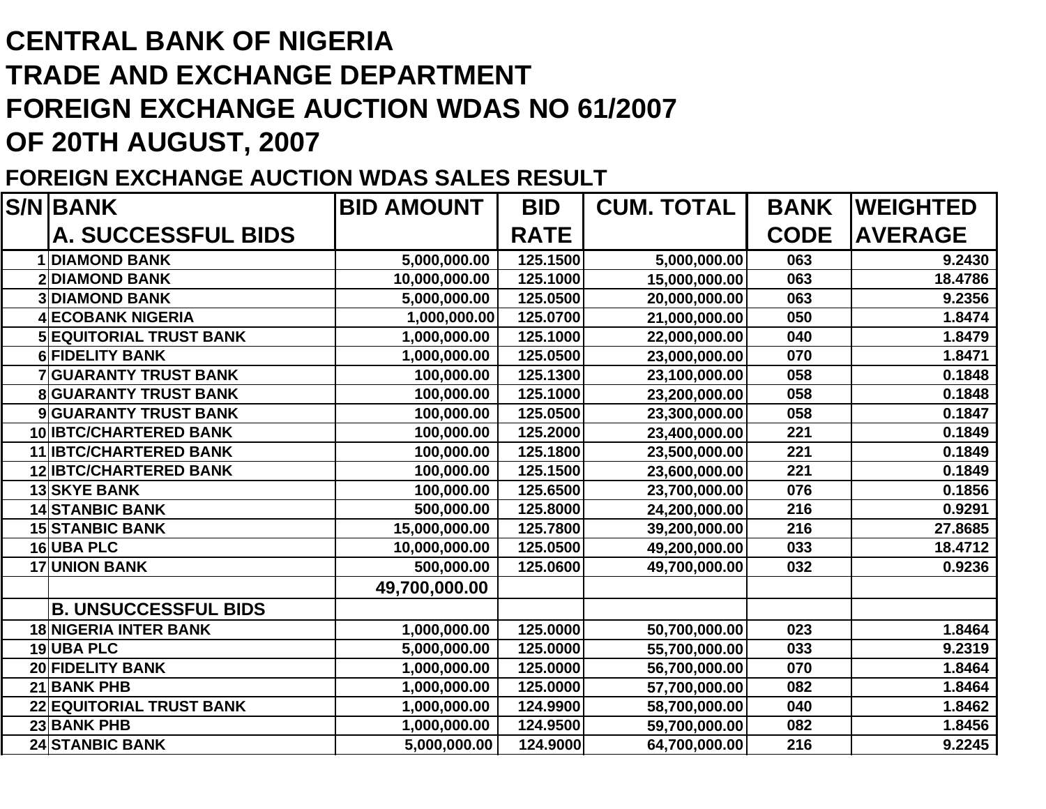# CENTRAL BANK OF NIGERIA
# TRADE AND EXCHANGE DEPARTMENT
# FOREIGN EXCHANGE AUCTION WDAS NO 61/2007
# OF 20TH AUGUST, 2007

## FOREIGN EXCHANGE AUCTION WDAS SALES RESULT

| S/N | BANK | BID AMOUNT | BID | CUM. TOTAL | BANK | WEIGHTED |
|---|---|---|---|---|---|---|
| | A. SUCCESSFUL BIDS | | RATE | | CODE | AVERAGE |
| 1 | DIAMOND BANK | 5,000,000.00 | 125.1500 | 5,000,000.00 | 063 | 9.2430 |
| 2 | DIAMOND BANK | 10,000,000.00 | 125.1000 | 15,000,000.00 | 063 | 18.4786 |
| 3 | DIAMOND BANK | 5,000,000.00 | 125.0500 | 20,000,000.00 | 063 | 9.2356 |
| 4 | ECOBANK NIGERIA | 1,000,000.00 | 125.0700 | 21,000,000.00 | 050 | 1.8474 |
| 5 | EQUITORIAL TRUST BANK | 1,000,000.00 | 125.1000 | 22,000,000.00 | 040 | 1.8479 |
| 6 | FIDELITY BANK | 1,000,000.00 | 125.0500 | 23,000,000.00 | 070 | 1.8471 |
| 7 | GUARANTY TRUST BANK | 100,000.00 | 125.1300 | 23,100,000.00 | 058 | 0.1848 |
| 8 | GUARANTY TRUST BANK | 100,000.00 | 125.1000 | 23,200,000.00 | 058 | 0.1848 |
| 9 | GUARANTY TRUST BANK | 100,000.00 | 125.0500 | 23,300,000.00 | 058 | 0.1847 |
| 10 | IBTC/CHARTERED BANK | 100,000.00 | 125.2000 | 23,400,000.00 | 221 | 0.1849 |
| 11 | IBTC/CHARTERED BANK | 100,000.00 | 125.1800 | 23,500,000.00 | 221 | 0.1849 |
| 12 | IBTC/CHARTERED BANK | 100,000.00 | 125.1500 | 23,600,000.00 | 221 | 0.1849 |
| 13 | SKYE BANK | 100,000.00 | 125.6500 | 23,700,000.00 | 076 | 0.1856 |
| 14 | STANBIC BANK | 500,000.00 | 125.8000 | 24,200,000.00 | 216 | 0.9291 |
| 15 | STANBIC BANK | 15,000,000.00 | 125.7800 | 39,200,000.00 | 216 | 27.8685 |
| 16 | UBA PLC | 10,000,000.00 | 125.0500 | 49,200,000.00 | 033 | 18.4712 |
| 17 | UNION BANK | 500,000.00 | 125.0600 | 49,700,000.00 | 032 | 0.9236 |
| | | 49,700,000.00 | | | | |
| | B. UNSUCCESSFUL BIDS | | | | | |
| 18 | NIGERIA INTER BANK | 1,000,000.00 | 125.0000 | 50,700,000.00 | 023 | 1.8464 |
| 19 | UBA PLC | 5,000,000.00 | 125.0000 | 55,700,000.00 | 033 | 9.2319 |
| 20 | FIDELITY BANK | 1,000,000.00 | 125.0000 | 56,700,000.00 | 070 | 1.8464 |
| 21 | BANK PHB | 1,000,000.00 | 125.0000 | 57,700,000.00 | 082 | 1.8464 |
| 22 | EQUITORIAL TRUST BANK | 1,000,000.00 | 124.9900 | 58,700,000.00 | 040 | 1.8462 |
| 23 | BANK PHB | 1,000,000.00 | 124.9500 | 59,700,000.00 | 082 | 1.8456 |
| 24 | STANBIC BANK | 5,000,000.00 | 124.9000 | 64,700,000.00 | 216 | 9.2245 |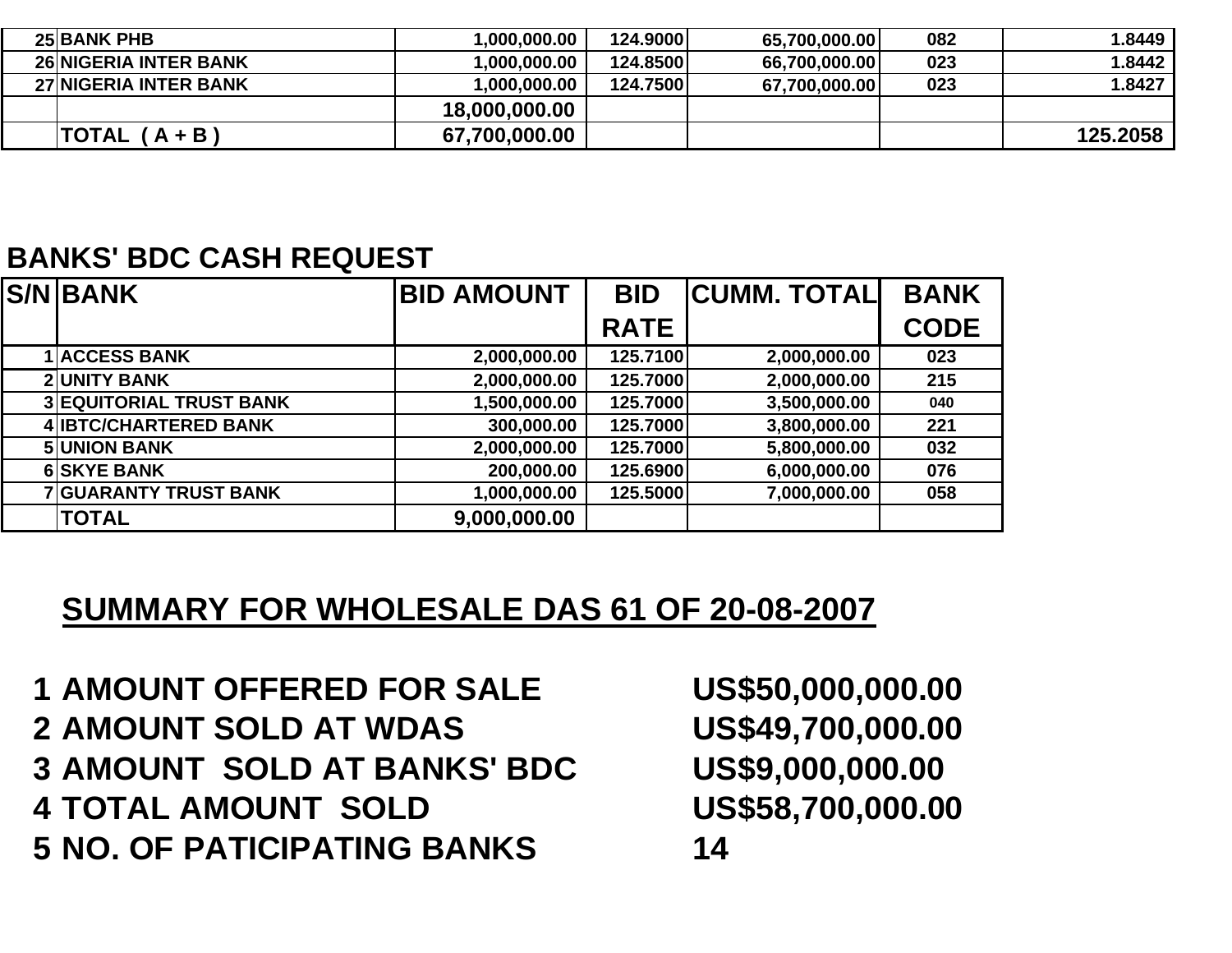| | | | | | | |
|---|---|---|---|---|---|---|
| 25 | BANK PHB | 1,000,000.00 | 124.9000 | 65,700,000.00 | 082 | 1.8449 |
| 26 | NIGERIA INTER BANK | 1,000,000.00 | 124.8500 | 66,700,000.00 | 023 | 1.8442 |
| 27 | NIGERIA INTER BANK | 1,000,000.00 | 124.7500 | 67,700,000.00 | 023 | 1.8427 |
| | | 18,000,000.00 | | | | |
| | TOTAL ( A + B ) | 67,700,000.00 | | | | 125.2058 |

## BANKS' BDC CASH REQUEST

| S/N | BANK | BID AMOUNT | BID RATE | CUMM. TOTAL | BANK CODE |
|---|---|---|---|---|---|
| 1 | ACCESS BANK | 2,000,000.00 | 125.7100 | 2,000,000.00 | 023 |
| 2 | UNITY BANK | 2,000,000.00 | 125.7000 | 2,000,000.00 | 215 |
| 3 | EQUITORIAL TRUST BANK | 1,500,000.00 | 125.7000 | 3,500,000.00 | 040 |
| 4 | IBTC/CHARTERED BANK | 300,000.00 | 125.7000 | 3,800,000.00 | 221 |
| 5 | UNION BANK | 2,000,000.00 | 125.7000 | 5,800,000.00 | 032 |
| 6 | SKYE BANK | 200,000.00 | 125.6900 | 6,000,000.00 | 076 |
| 7 | GUARANTY TRUST BANK | 1,000,000.00 | 125.5000 | 7,000,000.00 | 058 |
| | TOTAL | 9,000,000.00 | | | |

## SUMMARY FOR WHOLESALE DAS 61 OF 20-08-2007

| | | |
|---|---|---|
| 1 | AMOUNT OFFERED FOR SALE | US$50,000,000.00 |
| 2 | AMOUNT SOLD AT WDAS | US$49,700,000.00 |
| 3 | AMOUNT SOLD AT BANKS' BDC | US$9,000,000.00 |
| 4 | TOTAL AMOUNT SOLD | US$58,700,000.00 |
| 5 | NO. OF PATICIPATING BANKS | 14 |